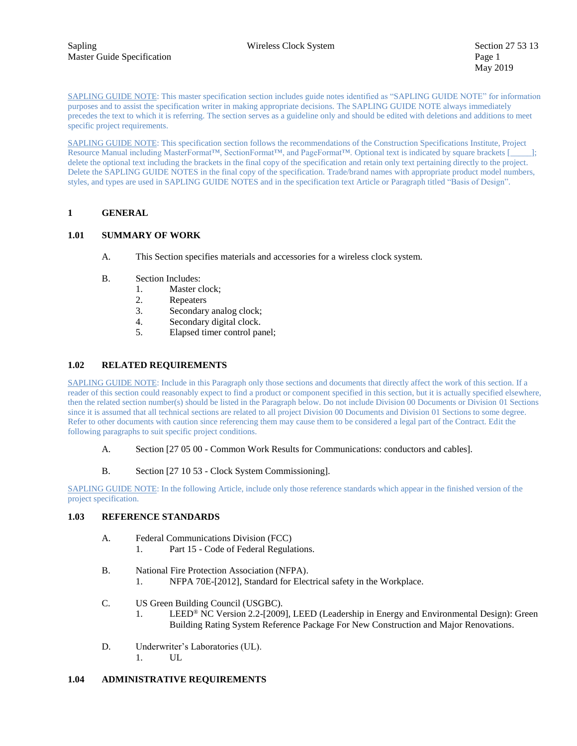SAPLING GUIDE NOTE: This master specification section includes guide notes identified as "SAPLING GUIDE NOTE" for information purposes and to assist the specification writer in making appropriate decisions. The SAPLING GUIDE NOTE always immediately precedes the text to which it is referring. The section serves as a guideline only and should be edited with deletions and additions to meet specific project requirements.

SAPLING GUIDE NOTE: This specification section follows the recommendations of the Construction Specifications Institute, Project Resource Manual including MasterFormat™, SectionFormat™, and PageFormat™. Optional text is indicated by square brackets [_____]; delete the optional text including the brackets in the final copy of the specification and retain only text pertaining directly to the project. Delete the SAPLING GUIDE NOTES in the final copy of the specification. Trade/brand names with appropriate product model numbers, styles, and types are used in SAPLING GUIDE NOTES and in the specification text Article or Paragraph titled "Basis of Design".

# 1 GENERAL

## 1.01 SUMMARY OF WORK

A. This Section specifies materials and accessories for a wireless clock system.

B. Section Includes:
   1. Master clock;
   2. Repeaters
   3. Secondary analog clock;
   4. Secondary digital clock.
   5. Elapsed timer control panel;

## 1.02 RELATED REQUIREMENTS

SAPLING GUIDE NOTE: Include in this Paragraph only those sections and documents that directly affect the work of this section. If a reader of this section could reasonably expect to find a product or component specified in this section, but it is actually specified elsewhere, then the related section number(s) should be listed in the Paragraph below. Do not include Division 00 Documents or Division 01 Sections since it is assumed that all technical sections are related to all project Division 00 Documents and Division 01 Sections to some degree. Refer to other documents with caution since referencing them may cause them to be considered a legal part of the Contract. Edit the following paragraphs to suit specific project conditions.

A. Section [27 05 00 - Common Work Results for Communications: conductors and cables].

B. Section [27 10 53 - Clock System Commissioning].

SAPLING GUIDE NOTE: In the following Article, include only those reference standards which appear in the finished version of the project specification.

## 1.03 REFERENCE STANDARDS

A. Federal Communications Division (FCC)
   1. Part 15 - Code of Federal Regulations.

B. National Fire Protection Association (NFPA).
   1. NFPA 70E-[2012], Standard for Electrical safety in the Workplace.

C. US Green Building Council (USGBC).
   1. LEED® NC Version 2.2-[2009], LEED (Leadership in Energy and Environmental Design): Green Building Rating System Reference Package For New Construction and Major Renovations.

D. Underwriter's Laboratories (UL).
   1. UL

## 1.04 ADMINISTRATIVE REQUIREMENTS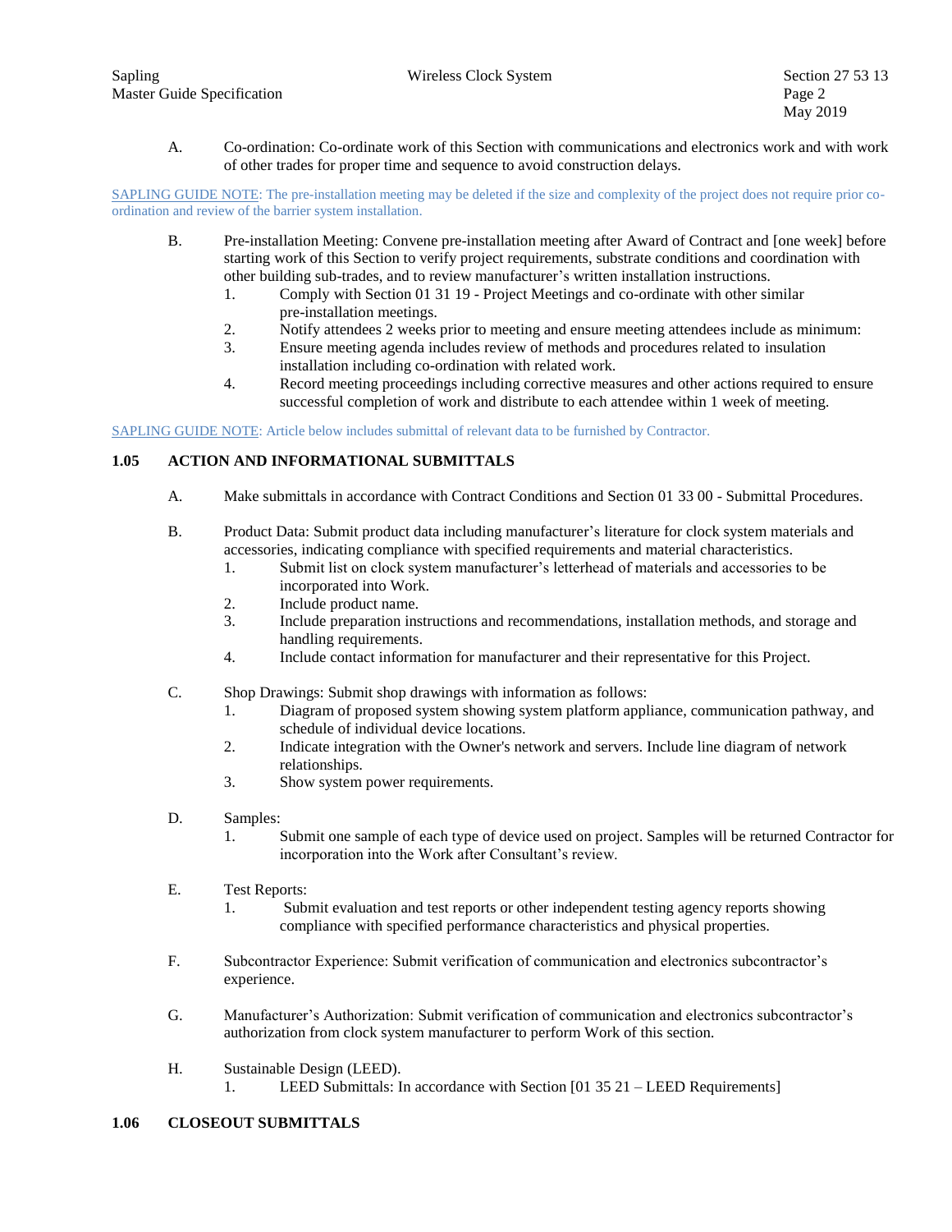A. Co-ordination: Co-ordinate work of this Section with communications and electronics work and with work of other trades for proper time and sequence to avoid construction delays.

SAPLING GUIDE NOTE: The pre-installation meeting may be deleted if the size and complexity of the project does not require prior co-ordination and review of the barrier system installation.

B. Pre-installation Meeting: Convene pre-installation meeting after Award of Contract and [one week] before starting work of this Section to verify project requirements, substrate conditions and coordination with other building sub-trades, and to review manufacturer's written installation instructions.
   1. Comply with Section 01 31 19 - Project Meetings and co-ordinate with other similar pre-installation meetings.
   2. Notify attendees 2 weeks prior to meeting and ensure meeting attendees include as minimum:
   3. Ensure meeting agenda includes review of methods and procedures related to insulation installation including co-ordination with related work.
   4. Record meeting proceedings including corrective measures and other actions required to ensure successful completion of work and distribute to each attendee within 1 week of meeting.

SAPLING GUIDE NOTE: Article below includes submittal of relevant data to be furnished by Contractor.

## 1.05 ACTION AND INFORMATIONAL SUBMITTALS

A. Make submittals in accordance with Contract Conditions and Section 01 33 00 - Submittal Procedures.

B. Product Data: Submit product data including manufacturer's literature for clock system materials and accessories, indicating compliance with specified requirements and material characteristics.
   1. Submit list on clock system manufacturer's letterhead of materials and accessories to be incorporated into Work.
   2. Include product name.
   3. Include preparation instructions and recommendations, installation methods, and storage and handling requirements.
   4. Include contact information for manufacturer and their representative for this Project.

C. Shop Drawings: Submit shop drawings with information as follows:
   1. Diagram of proposed system showing system platform appliance, communication pathway, and schedule of individual device locations.
   2. Indicate integration with the Owner's network and servers. Include line diagram of network relationships.
   3. Show system power requirements.

D. Samples:
   1. Submit one sample of each type of device used on project. Samples will be returned Contractor for incorporation into the Work after Consultant's review.

E. Test Reports:
   1. Submit evaluation and test reports or other independent testing agency reports showing compliance with specified performance characteristics and physical properties.

F. Subcontractor Experience: Submit verification of communication and electronics subcontractor's experience.

G. Manufacturer's Authorization: Submit verification of communication and electronics subcontractor's authorization from clock system manufacturer to perform Work of this section.

H. Sustainable Design (LEED).
   1. LEED Submittals: In accordance with Section [01 35 21 – LEED Requirements]

## 1.06 CLOSEOUT SUBMITTALS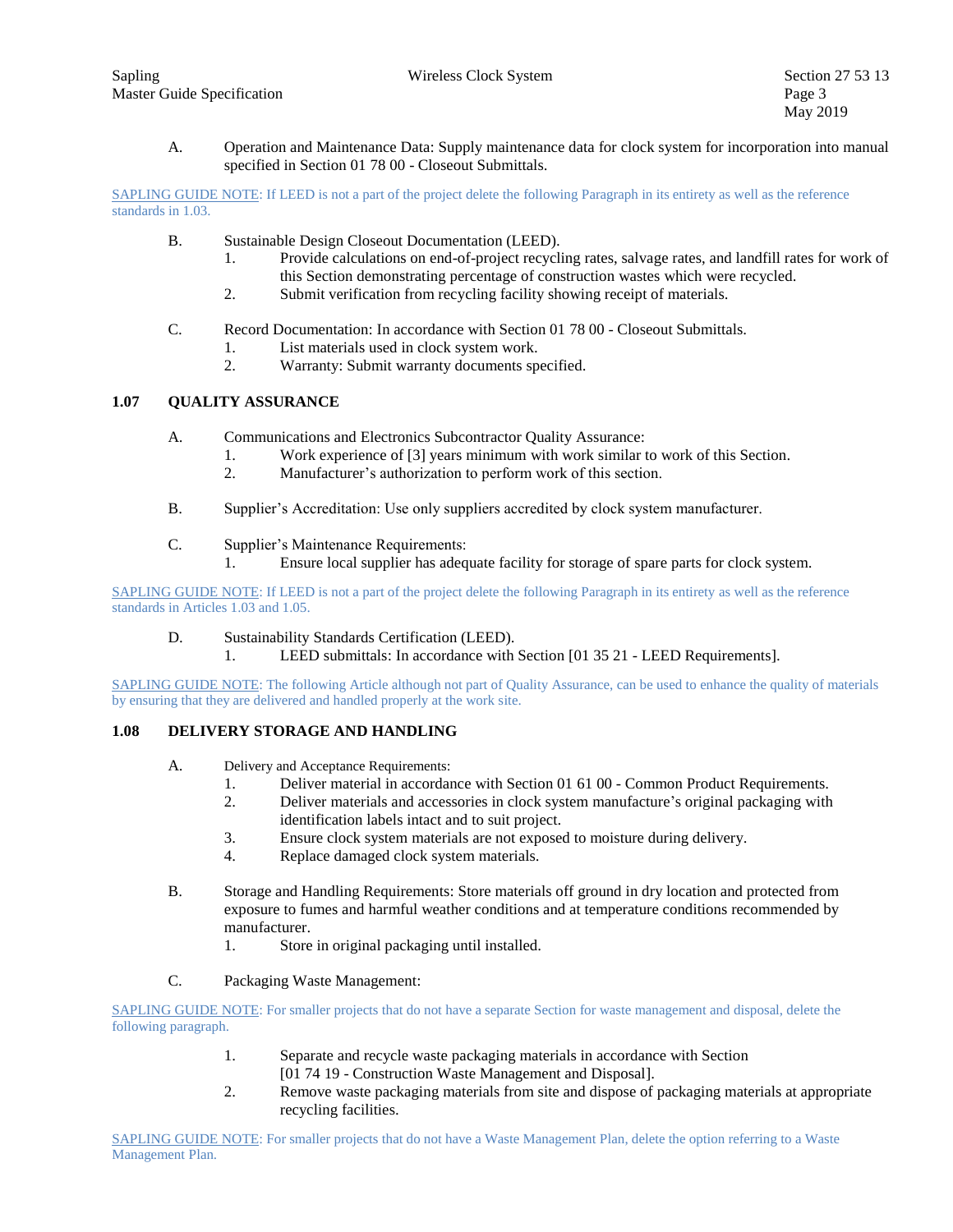A. Operation and Maintenance Data: Supply maintenance data for clock system for incorporation into manual specified in Section 01 78 00 - Closeout Submittals.

SAPLING GUIDE NOTE: If LEED is not a part of the project delete the following Paragraph in its entirety as well as the reference standards in 1.03.

B. Sustainable Design Closeout Documentation (LEED).
   1. Provide calculations on end-of-project recycling rates, salvage rates, and landfill rates for work of this Section demonstrating percentage of construction wastes which were recycled.
   2. Submit verification from recycling facility showing receipt of materials.

C. Record Documentation: In accordance with Section 01 78 00 - Closeout Submittals.
   1. List materials used in clock system work.
   2. Warranty: Submit warranty documents specified.

### 1.07 QUALITY ASSURANCE

A. Communications and Electronics Subcontractor Quality Assurance:
   1. Work experience of [3] years minimum with work similar to work of this Section.
   2. Manufacturer's authorization to perform work of this section.

B. Supplier's Accreditation: Use only suppliers accredited by clock system manufacturer.

C. Supplier's Maintenance Requirements:
   1. Ensure local supplier has adequate facility for storage of spare parts for clock system.

SAPLING GUIDE NOTE: If LEED is not a part of the project delete the following Paragraph in its entirety as well as the reference standards in Articles 1.03 and 1.05.

D. Sustainability Standards Certification (LEED).
   1. LEED submittals: In accordance with Section [01 35 21 - LEED Requirements].

SAPLING GUIDE NOTE: The following Article although not part of Quality Assurance, can be used to enhance the quality of materials by ensuring that they are delivered and handled properly at the work site.

### 1.08 DELIVERY STORAGE AND HANDLING

A. Delivery and Acceptance Requirements:
   1. Deliver material in accordance with Section 01 61 00 - Common Product Requirements.
   2. Deliver materials and accessories in clock system manufacture's original packaging with identification labels intact and to suit project.
   3. Ensure clock system materials are not exposed to moisture during delivery.
   4. Replace damaged clock system materials.

B. Storage and Handling Requirements: Store materials off ground in dry location and protected from exposure to fumes and harmful weather conditions and at temperature conditions recommended by manufacturer.
   1. Store in original packaging until installed.

C. Packaging Waste Management:

SAPLING GUIDE NOTE: For smaller projects that do not have a separate Section for waste management and disposal, delete the following paragraph.

   1. Separate and recycle waste packaging materials in accordance with Section [01 74 19 - Construction Waste Management and Disposal].
   2. Remove waste packaging materials from site and dispose of packaging materials at appropriate recycling facilities.

SAPLING GUIDE NOTE: For smaller projects that do not have a Waste Management Plan, delete the option referring to a Waste Management Plan.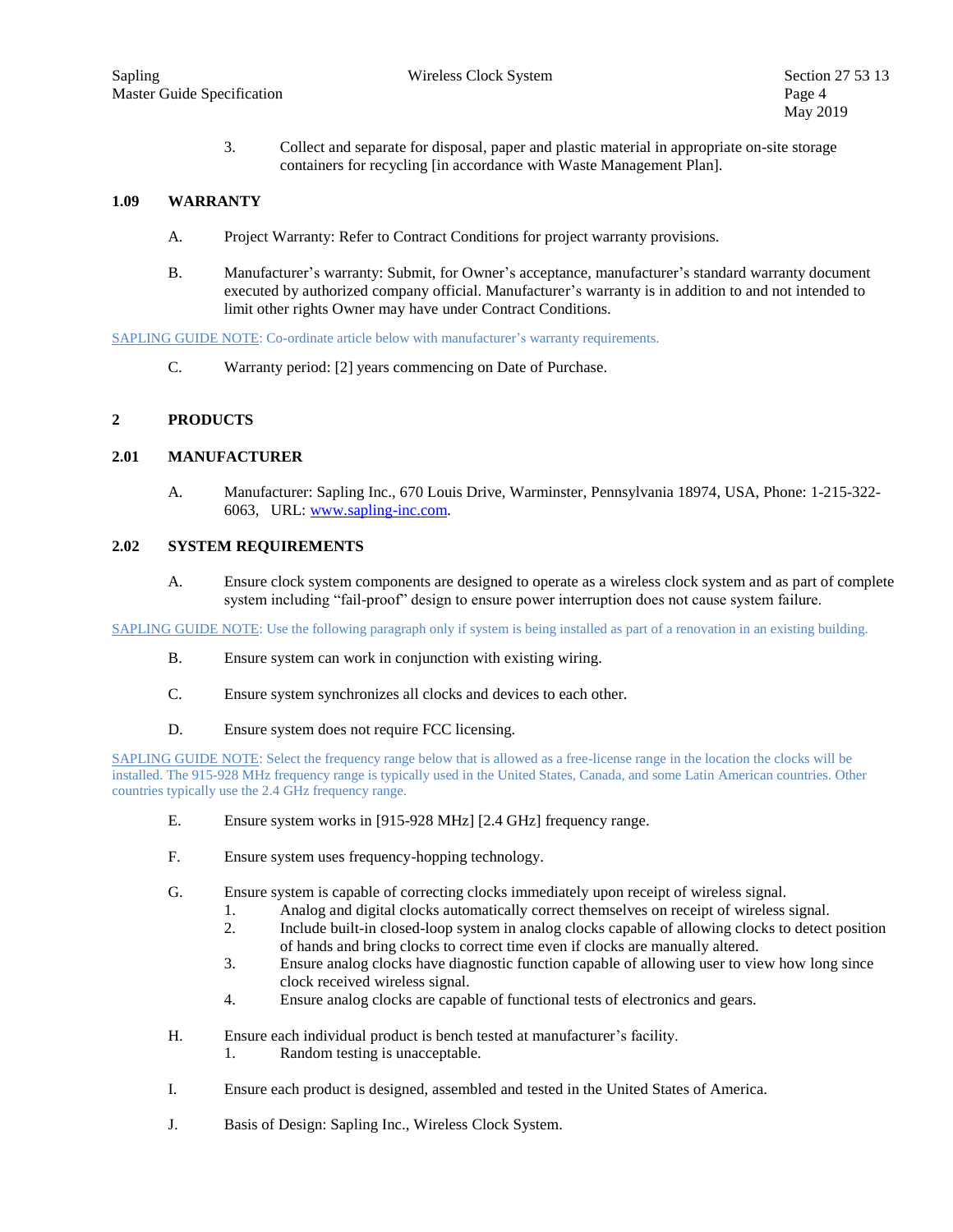3. Collect and separate for disposal, paper and plastic material in appropriate on-site storage containers for recycling [in accordance with Waste Management Plan].

### 1.09 WARRANTY

A. Project Warranty: Refer to Contract Conditions for project warranty provisions.

B. Manufacturer's warranty: Submit, for Owner's acceptance, manufacturer's standard warranty document executed by authorized company official. Manufacturer's warranty is in addition to and not intended to limit other rights Owner may have under Contract Conditions.

SAPLING GUIDE NOTE: Co-ordinate article below with manufacturer's warranty requirements.

C. Warranty period: [2] years commencing on Date of Purchase.

## 2 PRODUCTS

### 2.01 MANUFACTURER

A. Manufacturer: Sapling Inc., 670 Louis Drive, Warminster, Pennsylvania 18974, USA, Phone: 1-215-322-6063, URL: [www.sapling-inc.com](http://www.sapling-inc.com).

### 2.02 SYSTEM REQUIREMENTS

A. Ensure clock system components are designed to operate as a wireless clock system and as part of complete system including "fail-proof" design to ensure power interruption does not cause system failure.

SAPLING GUIDE NOTE: Use the following paragraph only if system is being installed as part of a renovation in an existing building.

B. Ensure system can work in conjunction with existing wiring.

C. Ensure system synchronizes all clocks and devices to each other.

D. Ensure system does not require FCC licensing.

SAPLING GUIDE NOTE: Select the frequency range below that is allowed as a free-license range in the location the clocks will be installed. The 915-928 MHz frequency range is typically used in the United States, Canada, and some Latin American countries. Other countries typically use the 2.4 GHz frequency range.

E. Ensure system works in [915-928 MHz] [2.4 GHz] frequency range.

F. Ensure system uses frequency-hopping technology.

G. Ensure system is capable of correcting clocks immediately upon receipt of wireless signal.
   1. Analog and digital clocks automatically correct themselves on receipt of wireless signal.
   2. Include built-in closed-loop system in analog clocks capable of allowing clocks to detect position of hands and bring clocks to correct time even if clocks are manually altered.
   3. Ensure analog clocks have diagnostic function capable of allowing user to view how long since clock received wireless signal.
   4. Ensure analog clocks are capable of functional tests of electronics and gears.

H. Ensure each individual product is bench tested at manufacturer's facility.
   1. Random testing is unacceptable.

I. Ensure each product is designed, assembled and tested in the United States of America.

J. Basis of Design: Sapling Inc., Wireless Clock System.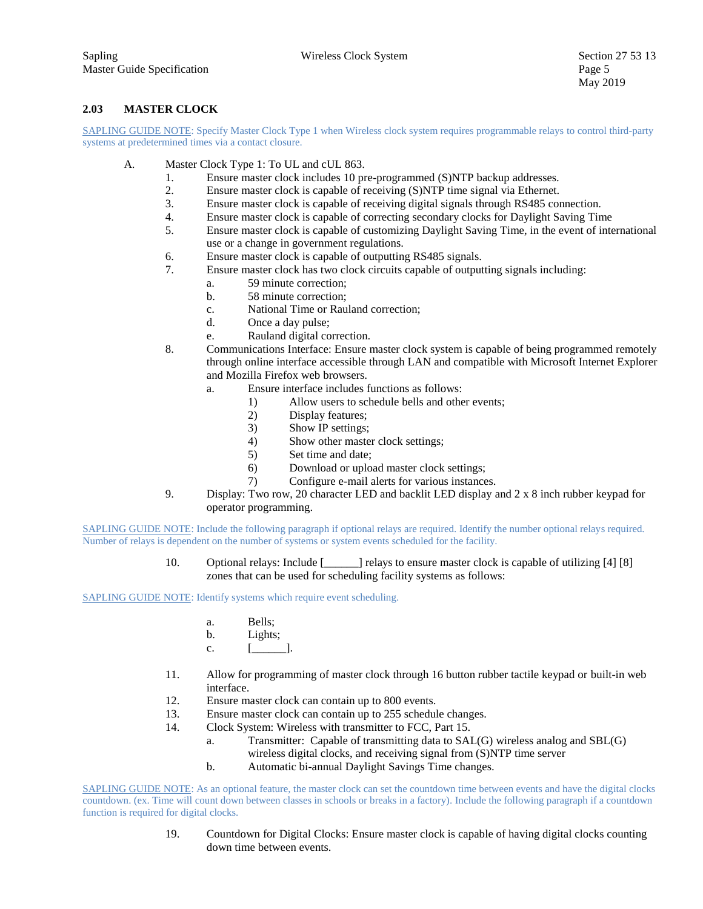## 2.03 MASTER CLOCK

SAPLING GUIDE NOTE: Specify Master Clock Type 1 when Wireless clock system requires programmable relays to control third-party systems at predetermined times via a contact closure.

A. Master Clock Type 1: To UL and cUL 863.
   1. Ensure master clock includes 10 pre-programmed (S)NTP backup addresses.
   2. Ensure master clock is capable of receiving (S)NTP time signal via Ethernet.
   3. Ensure master clock is capable of receiving digital signals through RS485 connection.
   4. Ensure master clock is capable of correcting secondary clocks for Daylight Saving Time
   5. Ensure master clock is capable of customizing Daylight Saving Time, in the event of international use or a change in government regulations.
   6. Ensure master clock is capable of outputting RS485 signals.
   7. Ensure master clock has two clock circuits capable of outputting signals including:
      a. 59 minute correction;
      b. 58 minute correction;
      c. National Time or Rauland correction;
      d. Once a day pulse;
      e. Rauland digital correction.
   8. Communications Interface: Ensure master clock system is capable of being programmed remotely through online interface accessible through LAN and compatible with Microsoft Internet Explorer and Mozilla Firefox web browsers.
      a. Ensure interface includes functions as follows:
         1) Allow users to schedule bells and other events;
         2) Display features;
         3) Show IP settings;
         4) Show other master clock settings;
         5) Set time and date;
         6) Download or upload master clock settings;
         7) Configure e-mail alerts for various instances.
   9. Display: Two row, 20 character LED and backlit LED display and 2 x 8 inch rubber keypad for operator programming.

SAPLING GUIDE NOTE: Include the following paragraph if optional relays are required. Identify the number optional relays required. Number of relays is dependent on the number of systems or system events scheduled for the facility.

   10. Optional relays: Include [______] relays to ensure master clock is capable of utilizing [4] [8] zones that can be used for scheduling facility systems as follows:

SAPLING GUIDE NOTE: Identify systems which require event scheduling.

      a. Bells;
      b. Lights;
      c. [______].

   11. Allow for programming of master clock through 16 button rubber tactile keypad or built-in web interface.
   12. Ensure master clock can contain up to 800 events.
   13. Ensure master clock can contain up to 255 schedule changes.
   14. Clock System: Wireless with transmitter to FCC, Part 15.
      a. Transmitter: Capable of transmitting data to SAL(G) wireless analog and SBL(G) wireless digital clocks, and receiving signal from (S)NTP time server
      b. Automatic bi-annual Daylight Savings Time changes.

SAPLING GUIDE NOTE: As an optional feature, the master clock can set the countdown time between events and have the digital clocks countdown. (ex. Time will count down between classes in schools or breaks in a factory). Include the following paragraph if a countdown function is required for digital clocks.

   19. Countdown for Digital Clocks: Ensure master clock is capable of having digital clocks counting down time between events.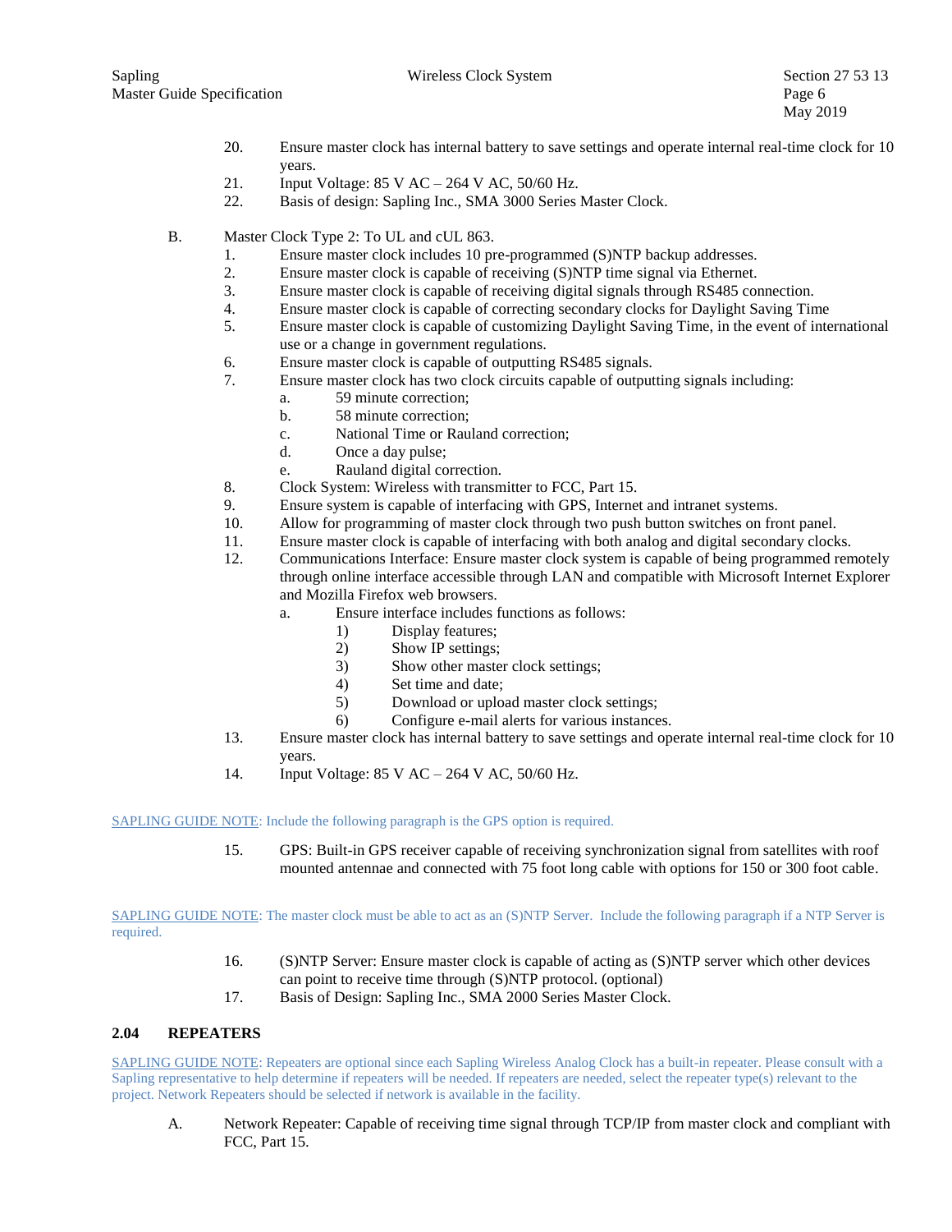20. Ensure master clock has internal battery to save settings and operate internal real-time clock for 10 years.
21. Input Voltage: 85 V AC – 264 V AC, 50/60 Hz.
22. Basis of design: Sapling Inc., SMA 3000 Series Master Clock.

B. Master Clock Type 2: To UL and cUL 863.

1. Ensure master clock includes 10 pre-programmed (S)NTP backup addresses.
2. Ensure master clock is capable of receiving (S)NTP time signal via Ethernet.
3. Ensure master clock is capable of receiving digital signals through RS485 connection.
4. Ensure master clock is capable of correcting secondary clocks for Daylight Saving Time
5. Ensure master clock is capable of customizing Daylight Saving Time, in the event of international use or a change in government regulations.
6. Ensure master clock is capable of outputting RS485 signals.
7. Ensure master clock has two clock circuits capable of outputting signals including:
   a. 59 minute correction;
   b. 58 minute correction;
   c. National Time or Rauland correction;
   d. Once a day pulse;
   e. Rauland digital correction.
8. Clock System: Wireless with transmitter to FCC, Part 15.
9. Ensure system is capable of interfacing with GPS, Internet and intranet systems.
10. Allow for programming of master clock through two push button switches on front panel.
11. Ensure master clock is capable of interfacing with both analog and digital secondary clocks.
12. Communications Interface: Ensure master clock system is capable of being programmed remotely through online interface accessible through LAN and compatible with Microsoft Internet Explorer and Mozilla Firefox web browsers.
    a. Ensure interface includes functions as follows:
       1) Display features;
       2) Show IP settings;
       3) Show other master clock settings;
       4) Set time and date;
       5) Download or upload master clock settings;
       6) Configure e-mail alerts for various instances.
13. Ensure master clock has internal battery to save settings and operate internal real-time clock for 10 years.
14. Input Voltage: 85 V AC – 264 V AC, 50/60 Hz.

SAPLING GUIDE NOTE: Include the following paragraph is the GPS option is required.

15. GPS: Built-in GPS receiver capable of receiving synchronization signal from satellites with roof mounted antennae and connected with 75 foot long cable with options for 150 or 300 foot cable.

SAPLING GUIDE NOTE: The master clock must be able to act as an (S)NTP Server. Include the following paragraph if a NTP Server is required.

16. (S)NTP Server: Ensure master clock is capable of acting as (S)NTP server which other devices can point to receive time through (S)NTP protocol. (optional)
17. Basis of Design: Sapling Inc., SMA 2000 Series Master Clock.

## 2.04 REPEATERS

SAPLING GUIDE NOTE: Repeaters are optional since each Sapling Wireless Analog Clock has a built-in repeater. Please consult with a Sapling representative to help determine if repeaters will be needed. If repeaters are needed, select the repeater type(s) relevant to the project. Network Repeaters should be selected if network is available in the facility.

A. Network Repeater: Capable of receiving time signal through TCP/IP from master clock and compliant with FCC, Part 15.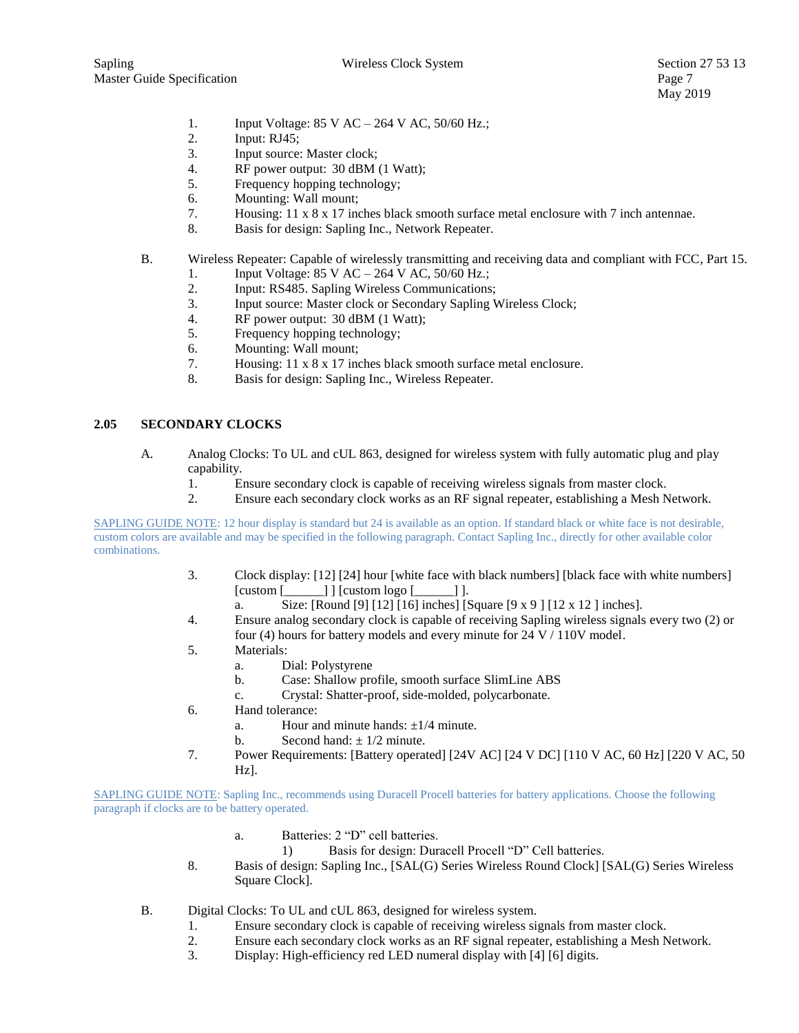1. Input Voltage: 85 V AC – 264 V AC, 50/60 Hz.;
2. Input: RJ45;
3. Input source: Master clock;
4. RF power output: 30 dBM (1 Watt);
5. Frequency hopping technology;
6. Mounting: Wall mount;
7. Housing: 11 x 8 x 17 inches black smooth surface metal enclosure with 7 inch antennae.
8. Basis for design: Sapling Inc., Network Repeater.

B. Wireless Repeater: Capable of wirelessly transmitting and receiving data and compliant with FCC, Part 15.
1. Input Voltage: 85 V AC – 264 V AC, 50/60 Hz.;
2. Input: RS485. Sapling Wireless Communications;
3. Input source: Master clock or Secondary Sapling Wireless Clock;
4. RF power output: 30 dBM (1 Watt);
5. Frequency hopping technology;
6. Mounting: Wall mount;
7. Housing: 11 x 8 x 17 inches black smooth surface metal enclosure.
8. Basis for design: Sapling Inc., Wireless Repeater.

## 2.05 SECONDARY CLOCKS

A. Analog Clocks: To UL and cUL 863, designed for wireless system with fully automatic plug and play capability.
1. Ensure secondary clock is capable of receiving wireless signals from master clock.
2. Ensure each secondary clock works as an RF signal repeater, establishing a Mesh Network.

SAPLING GUIDE NOTE: 12 hour display is standard but 24 is available as an option. If standard black or white face is not desirable, custom colors are available and may be specified in the following paragraph. Contact Sapling Inc., directly for other available color combinations.

3. Clock display: [12] [24] hour [white face with black numbers] [black face with white numbers] [custom [______] ] [custom logo [______] ].
   a. Size: [Round [9] [12] [16] inches] [Square [9 x 9 ] [12 x 12 ] inches].
4. Ensure analog secondary clock is capable of receiving Sapling wireless signals every two (2) or four (4) hours for battery models and every minute for 24 V / 110V model.
5. Materials:
   a. Dial: Polystyrene
   b. Case: Shallow profile, smooth surface SlimLine ABS
   c. Crystal: Shatter-proof, side-molded, polycarbonate.
6. Hand tolerance:
   a. Hour and minute hands: ±1/4 minute.
   b. Second hand: ± 1/2 minute.
7. Power Requirements: [Battery operated] [24V AC] [24 V DC] [110 V AC, 60 Hz] [220 V AC, 50 Hz].

SAPLING GUIDE NOTE: Sapling Inc., recommends using Duracell Procell batteries for battery applications. Choose the following paragraph if clocks are to be battery operated.

   a. Batteries: 2 "D" cell batteries.
      1) Basis for design: Duracell Procell "D" Cell batteries.
8. Basis of design: Sapling Inc., [SAL(G) Series Wireless Round Clock] [SAL(G) Series Wireless Square Clock].

B. Digital Clocks: To UL and cUL 863, designed for wireless system.
1. Ensure secondary clock is capable of receiving wireless signals from master clock.
2. Ensure each secondary clock works as an RF signal repeater, establishing a Mesh Network.
3. Display: High-efficiency red LED numeral display with [4] [6] digits.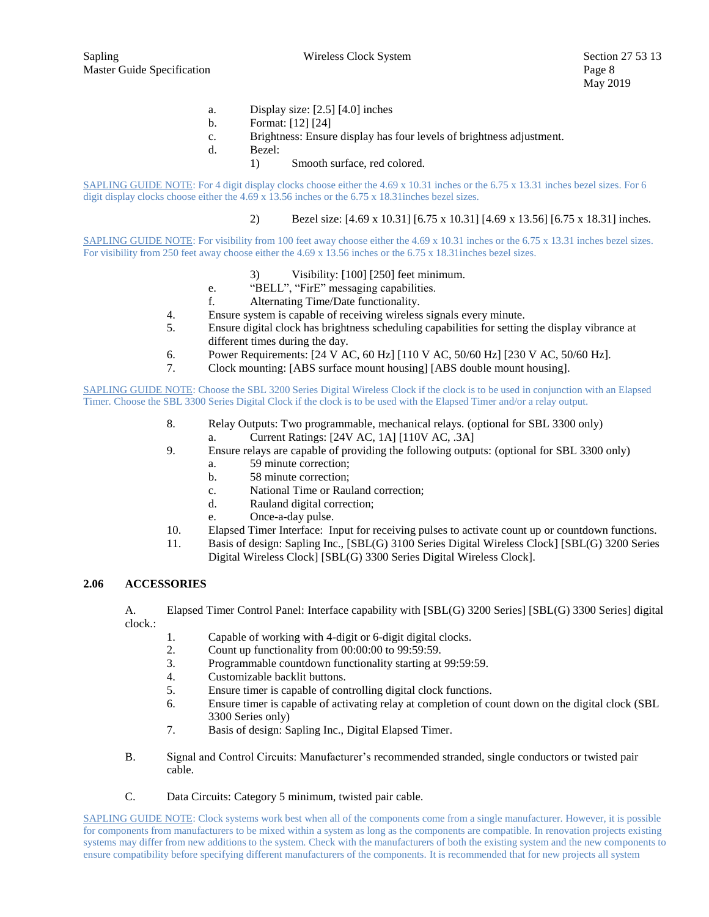a. Display size: [2.5] [4.0] inches
b. Format: [12] [24]
c. Brightness: Ensure display has four levels of brightness adjustment.
d. Bezel:
   1) Smooth surface, red colored.

SAPLING GUIDE NOTE: For 4 digit display clocks choose either the 4.69 x 10.31 inches or the 6.75 x 13.31 inches bezel sizes. For 6 digit display clocks choose either the 4.69 x 13.56 inches or the 6.75 x 18.31inches bezel sizes.

   2) Bezel size: [4.69 x 10.31] [6.75 x 10.31] [4.69 x 13.56] [6.75 x 18.31] inches.

SAPLING GUIDE NOTE: For visibility from 100 feet away choose either the 4.69 x 10.31 inches or the 6.75 x 13.31 inches bezel sizes. For visibility from 250 feet away choose either the 4.69 x 13.56 inches or the 6.75 x 18.31inches bezel sizes.

   3) Visibility: [100] [250] feet minimum.
e. "BELL", "FirE" messaging capabilities.
f. Alternating Time/Date functionality.

4. Ensure system is capable of receiving wireless signals every minute.
5. Ensure digital clock has brightness scheduling capabilities for setting the display vibrance at different times during the day.
6. Power Requirements: [24 V AC, 60 Hz] [110 V AC, 50/60 Hz] [230 V AC, 50/60 Hz].
7. Clock mounting: [ABS surface mount housing] [ABS double mount housing].

SAPLING GUIDE NOTE: Choose the SBL 3200 Series Digital Wireless Clock if the clock is to be used in conjunction with an Elapsed Timer. Choose the SBL 3300 Series Digital Clock if the clock is to be used with the Elapsed Timer and/or a relay output.

8. Relay Outputs: Two programmable, mechanical relays. (optional for SBL 3300 only)
   a. Current Ratings: [24V AC, 1A] [110V AC, .3A]
9. Ensure relays are capable of providing the following outputs: (optional for SBL 3300 only)
   a. 59 minute correction;
   b. 58 minute correction;
   c. National Time or Rauland correction;
   d. Rauland digital correction;
   e. Once-a-day pulse.
10. Elapsed Timer Interface: Input for receiving pulses to activate count up or countdown functions.
11. Basis of design: Sapling Inc., [SBL(G) 3100 Series Digital Wireless Clock] [SBL(G) 3200 Series Digital Wireless Clock] [SBL(G) 3300 Series Digital Wireless Clock].

## 2.06 ACCESSORIES

A. Elapsed Timer Control Panel: Interface capability with [SBL(G) 3200 Series] [SBL(G) 3300 Series] digital clock.:
   1. Capable of working with 4-digit or 6-digit digital clocks.
   2. Count up functionality from 00:00:00 to 99:59:59.
   3. Programmable countdown functionality starting at 99:59:59.
   4. Customizable backlit buttons.
   5. Ensure timer is capable of controlling digital clock functions.
   6. Ensure timer is capable of activating relay at completion of count down on the digital clock (SBL 3300 Series only)
   7. Basis of design: Sapling Inc., Digital Elapsed Timer.

B. Signal and Control Circuits: Manufacturer's recommended stranded, single conductors or twisted pair cable.

C. Data Circuits: Category 5 minimum, twisted pair cable.

SAPLING GUIDE NOTE: Clock systems work best when all of the components come from a single manufacturer. However, it is possible for components from manufacturers to be mixed within a system as long as the components are compatible. In renovation projects existing systems may differ from new additions to the system. Check with the manufacturers of both the existing system and the new components to ensure compatibility before specifying different manufacturers of the components. It is recommended that for new projects all system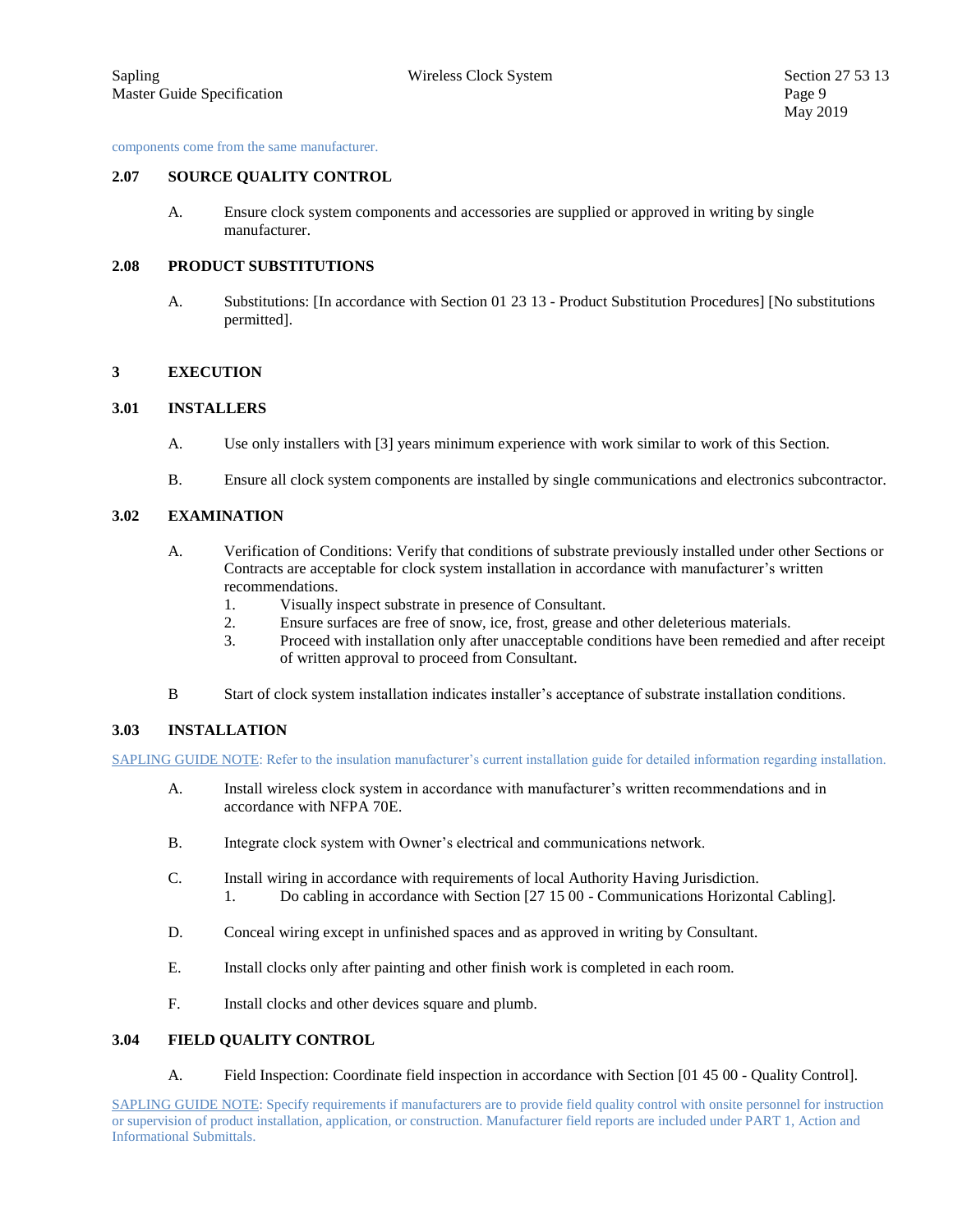components come from the same manufacturer.

## 2.07 SOURCE QUALITY CONTROL

A. Ensure clock system components and accessories are supplied or approved in writing by single manufacturer.

## 2.08 PRODUCT SUBSTITUTIONS

A. Substitutions: [In accordance with Section 01 23 13 - Product Substitution Procedures] [No substitutions permitted].

# 3 EXECUTION

## 3.01 INSTALLERS

A. Use only installers with [3] years minimum experience with work similar to work of this Section.

B. Ensure all clock system components are installed by single communications and electronics subcontractor.

## 3.02 EXAMINATION

A. Verification of Conditions: Verify that conditions of substrate previously installed under other Sections or Contracts are acceptable for clock system installation in accordance with manufacturer's written recommendations.
   1. Visually inspect substrate in presence of Consultant.
   2. Ensure surfaces are free of snow, ice, frost, grease and other deleterious materials.
   3. Proceed with installation only after unacceptable conditions have been remedied and after receipt of written approval to proceed from Consultant.

B Start of clock system installation indicates installer's acceptance of substrate installation conditions.

## 3.03 INSTALLATION

SAPLING GUIDE NOTE: Refer to the insulation manufacturer's current installation guide for detailed information regarding installation.

A. Install wireless clock system in accordance with manufacturer's written recommendations and in accordance with NFPA 70E.

B. Integrate clock system with Owner's electrical and communications network.

C. Install wiring in accordance with requirements of local Authority Having Jurisdiction.
   1. Do cabling in accordance with Section [27 15 00 - Communications Horizontal Cabling].

D. Conceal wiring except in unfinished spaces and as approved in writing by Consultant.

E. Install clocks only after painting and other finish work is completed in each room.

F. Install clocks and other devices square and plumb.

## 3.04 FIELD QUALITY CONTROL

A. Field Inspection: Coordinate field inspection in accordance with Section [01 45 00 - Quality Control].

SAPLING GUIDE NOTE: Specify requirements if manufacturers are to provide field quality control with onsite personnel for instruction or supervision of product installation, application, or construction. Manufacturer field reports are included under PART 1, Action and Informational Submittals.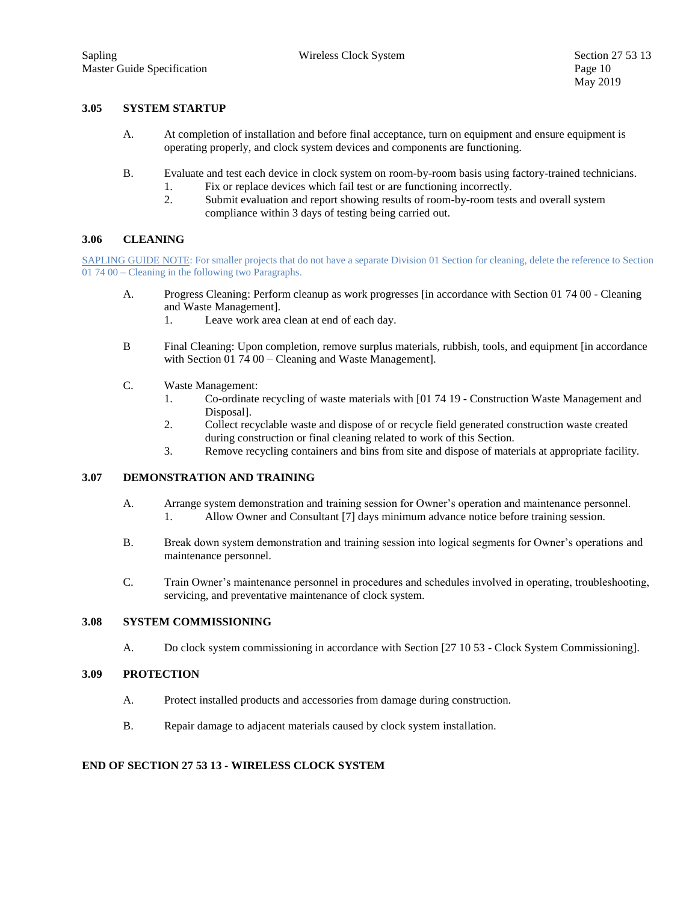### 3.05 SYSTEM STARTUP

A. At completion of installation and before final acceptance, turn on equipment and ensure equipment is operating properly, and clock system devices and components are functioning.

B. Evaluate and test each device in clock system on room-by-room basis using factory-trained technicians.
   1. Fix or replace devices which fail test or are functioning incorrectly.
   2. Submit evaluation and report showing results of room-by-room tests and overall system compliance within 3 days of testing being carried out.

### 3.06 CLEANING

SAPLING GUIDE NOTE: For smaller projects that do not have a separate Division 01 Section for cleaning, delete the reference to Section 01 74 00 – Cleaning in the following two Paragraphs.

A. Progress Cleaning: Perform cleanup as work progresses [in accordance with Section 01 74 00 - Cleaning and Waste Management].
   1. Leave work area clean at end of each day.

B Final Cleaning: Upon completion, remove surplus materials, rubbish, tools, and equipment [in accordance with Section 01 74 00 – Cleaning and Waste Management].

C. Waste Management:
   1. Co-ordinate recycling of waste materials with [01 74 19 - Construction Waste Management and Disposal].
   2. Collect recyclable waste and dispose of or recycle field generated construction waste created during construction or final cleaning related to work of this Section.
   3. Remove recycling containers and bins from site and dispose of materials at appropriate facility.

### 3.07 DEMONSTRATION AND TRAINING

A. Arrange system demonstration and training session for Owner's operation and maintenance personnel.
   1. Allow Owner and Consultant [7] days minimum advance notice before training session.

B. Break down system demonstration and training session into logical segments for Owner's operations and maintenance personnel.

C. Train Owner's maintenance personnel in procedures and schedules involved in operating, troubleshooting, servicing, and preventative maintenance of clock system.

### 3.08 SYSTEM COMMISSIONING

A. Do clock system commissioning in accordance with Section [27 10 53 - Clock System Commissioning].

### 3.09 PROTECTION

A. Protect installed products and accessories from damage during construction.

B. Repair damage to adjacent materials caused by clock system installation.

**END OF SECTION 27 53 13 - WIRELESS CLOCK SYSTEM**